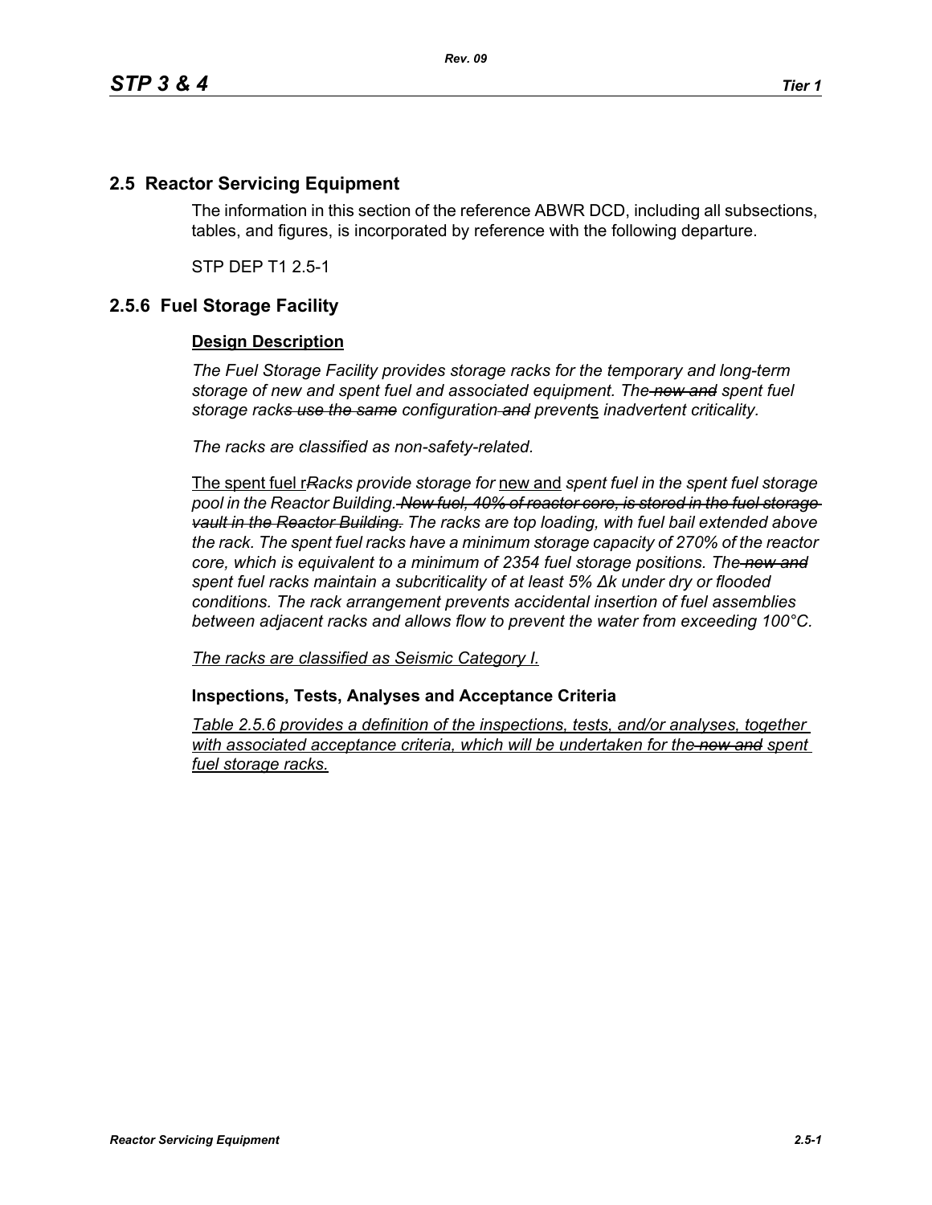## 2.5 Reactor Servicing Equipment

The information in this section of the reference ABWR DCD, including all subsections, tables, and figures, is incorporated by reference with the following departure.

STP DEP T1 2.5-1

## 2.5.6 Fuel Storage Facility

### Design Description

*The Fuel Storage Facility provides storage racks for the temporary and long-term storage of new and spent fuel and associated equipment. The ~~new and~~ spent fuel storage rack~~s use the same~~ configuration ~~and~~ prevent*<u>s</u> *inadvertent criticality.*

*The racks are classified as non-safety-related.*

<u>The spent fuel r</u>~~*R*~~*acks provide storage for* <u>new and</u> *spent fuel in the spent fuel storage pool in the Reactor Building.* ~~*New fuel, 40% of reactor core, is stored in the fuel storage vault in the Reactor Building.*~~ *The racks are top loading, with fuel bail extended above the rack. The spent fuel racks have a minimum storage capacity of 270% of the reactor core, which is equivalent to a minimum of 2354 fuel storage positions. The ~~new and~~ spent fuel racks maintain a subcriticality of at least 5% Δk under dry or flooded conditions. The rack arrangement prevents accidental insertion of fuel assemblies between adjacent racks and allows flow to prevent the water from exceeding 100°C.*

<u>*The racks are classified as Seismic Category I.*</u>

### Inspections, Tests, Analyses and Acceptance Criteria

<u>*Table 2.5.6 provides a definition of the inspections, tests, and/or analyses, together with associated acceptance criteria, which will be undertaken for the ~~new and~~ spent fuel storage racks.*</u>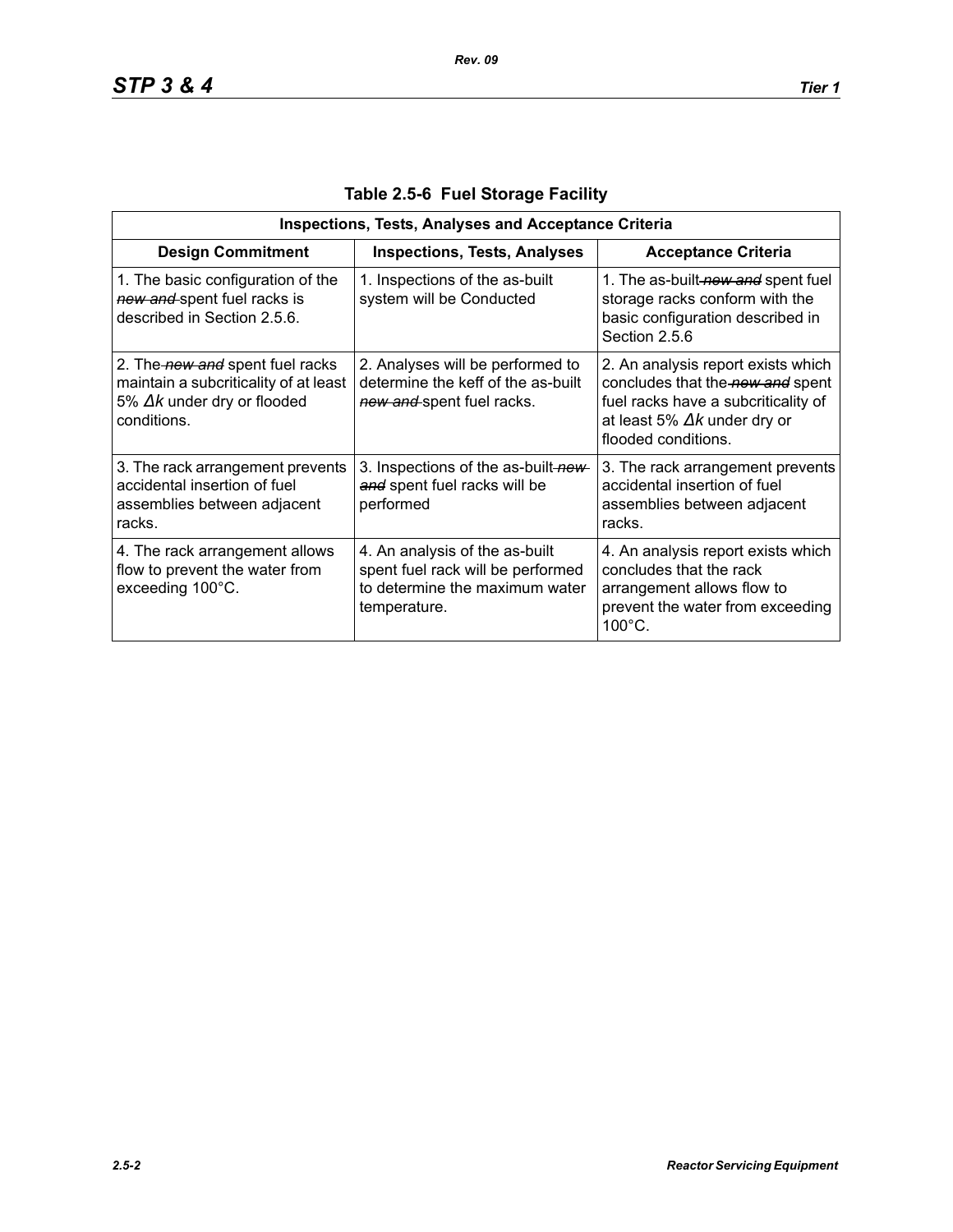**Table 2.5-6 Fuel Storage Facility**

| Inspections, Tests, Analyses and Acceptance Criteria | | |
|---|---|---|
| **Design Commitment** | **Inspections, Tests, Analyses** | **Acceptance Criteria** |
| 1. The basic configuration of the ~~*new and*~~ spent fuel racks is described in Section 2.5.6. | 1. Inspections of the as-built system will be Conducted | 1. The as-built ~~*new and*~~ spent fuel storage racks conform with the basic configuration described in Section 2.5.6 |
| 2. The ~~*new and*~~ spent fuel racks maintain a subcriticality of at least 5% $\Delta k$ under dry or flooded conditions. | 2. Analyses will be performed to determine the keff of the as-built ~~*new and*~~ spent fuel racks. | 2. An analysis report exists which concludes that the ~~*new and*~~ spent fuel racks have a subcriticality of at least 5% $\Delta k$ under dry or flooded conditions. |
| 3. The rack arrangement prevents accidental insertion of fuel assemblies between adjacent racks. | 3. Inspections of the as-built ~~*new and*~~ spent fuel racks will be performed | 3. The rack arrangement prevents accidental insertion of fuel assemblies between adjacent racks. |
| 4. The rack arrangement allows flow to prevent the water from exceeding 100°C. | 4. An analysis of the as-built spent fuel rack will be performed to determine the maximum water temperature. | 4. An analysis report exists which concludes that the rack arrangement allows flow to prevent the water from exceeding 100°C. |